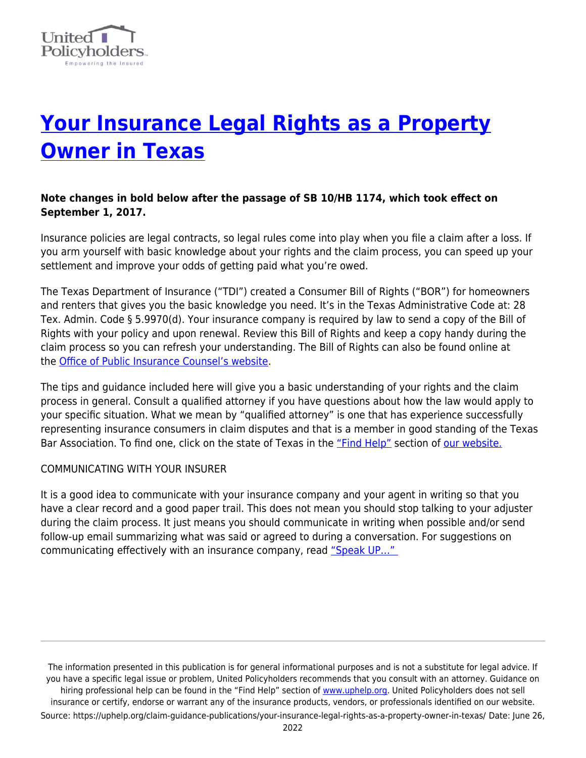# Your Insurance Legal Rights as a Property Owner in Texas

**Note changes in bold below after the passage of SB 10/HB 1174, which took effect on September 1, 2017.**

Insurance policies are legal contracts, so legal rules come into play when you file a claim after a loss. If you arm yourself with basic knowledge about your rights and the claim process, you can speed up your settlement and improve your odds of getting paid what you're owed.

The Texas Department of Insurance ("TDI") created a Consumer Bill of Rights ("BOR") for homeowners and renters that gives you the basic knowledge you need. It's in the Texas Administrative Code at: 28 Tex. Admin. Code § 5.9970(d). Your insurance company is required by law to send a copy of the Bill of Rights with your policy and upon renewal. Review this Bill of Rights and keep a copy handy during the claim process so you can refresh your understanding. The Bill of Rights can also be found online at the Office of Public Insurance Counsel's website.

The tips and guidance included here will give you a basic understanding of your rights and the claim process in general. Consult a qualified attorney if you have questions about how the law would apply to your specific situation. What we mean by "qualified attorney" is one that has experience successfully representing insurance consumers in claim disputes and that is a member in good standing of the Texas Bar Association. To find one, click on the state of Texas in the "Find Help" section of our website.

COMMUNICATING WITH YOUR INSURER

It is a good idea to communicate with your insurance company and your agent in writing so that you have a clear record and a good paper trail. This does not mean you should stop talking to your adjuster during the claim process. It just means you should communicate in writing when possible and/or send follow-up email summarizing what was said or agreed to during a conversation. For suggestions on communicating effectively with an insurance company, read "Speak UP…"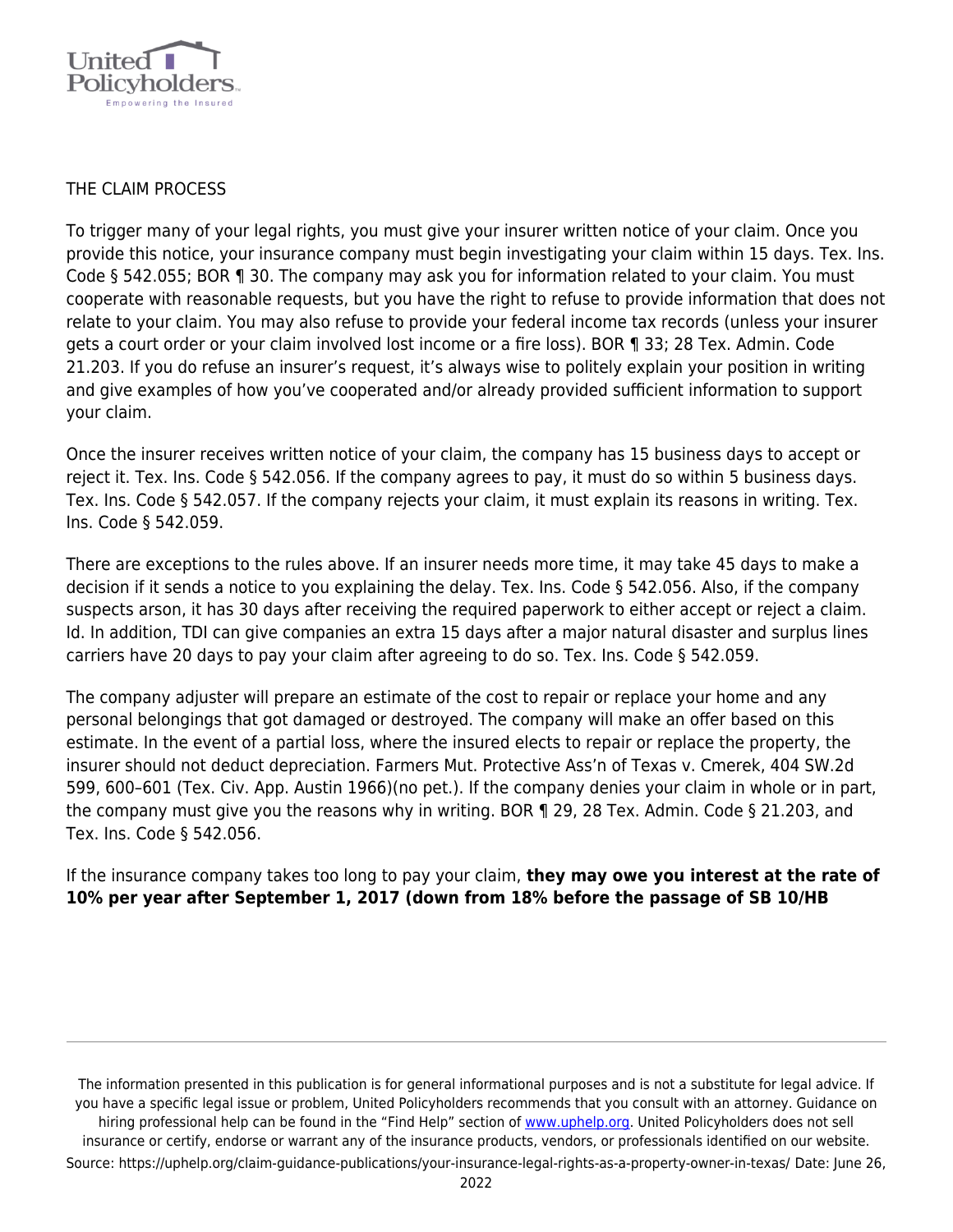THE CLAIM PROCESS

To trigger many of your legal rights, you must give your insurer written notice of your claim. Once you provide this notice, your insurance company must begin investigating your claim within 15 days. Tex. Ins. Code § 542.055; BOR ¶ 30. The company may ask you for information related to your claim. You must cooperate with reasonable requests, but you have the right to refuse to provide information that does not relate to your claim. You may also refuse to provide your federal income tax records (unless your insurer gets a court order or your claim involved lost income or a fire loss). BOR ¶ 33; 28 Tex. Admin. Code 21.203. If you do refuse an insurer's request, it's always wise to politely explain your position in writing and give examples of how you've cooperated and/or already provided sufficient information to support your claim.

Once the insurer receives written notice of your claim, the company has 15 business days to accept or reject it. Tex. Ins. Code § 542.056. If the company agrees to pay, it must do so within 5 business days. Tex. Ins. Code § 542.057. If the company rejects your claim, it must explain its reasons in writing. Tex. Ins. Code § 542.059.

There are exceptions to the rules above. If an insurer needs more time, it may take 45 days to make a decision if it sends a notice to you explaining the delay. Tex. Ins. Code § 542.056. Also, if the company suspects arson, it has 30 days after receiving the required paperwork to either accept or reject a claim. Id. In addition, TDI can give companies an extra 15 days after a major natural disaster and surplus lines carriers have 20 days to pay your claim after agreeing to do so. Tex. Ins. Code § 542.059.

The company adjuster will prepare an estimate of the cost to repair or replace your home and any personal belongings that got damaged or destroyed. The company will make an offer based on this estimate. In the event of a partial loss, where the insured elects to repair or replace the property, the insurer should not deduct depreciation. Farmers Mut. Protective Ass'n of Texas v. Cmerek, 404 SW.2d 599, 600–601 (Tex. Civ. App. Austin 1966)(no pet.). If the company denies your claim in whole or in part, the company must give you the reasons why in writing. BOR ¶ 29, 28 Tex. Admin. Code § 21.203, and Tex. Ins. Code § 542.056.

If the insurance company takes too long to pay your claim, **they may owe you interest at the rate of 10% per year after September 1, 2017 (down from 18% before the passage of SB 10/HB**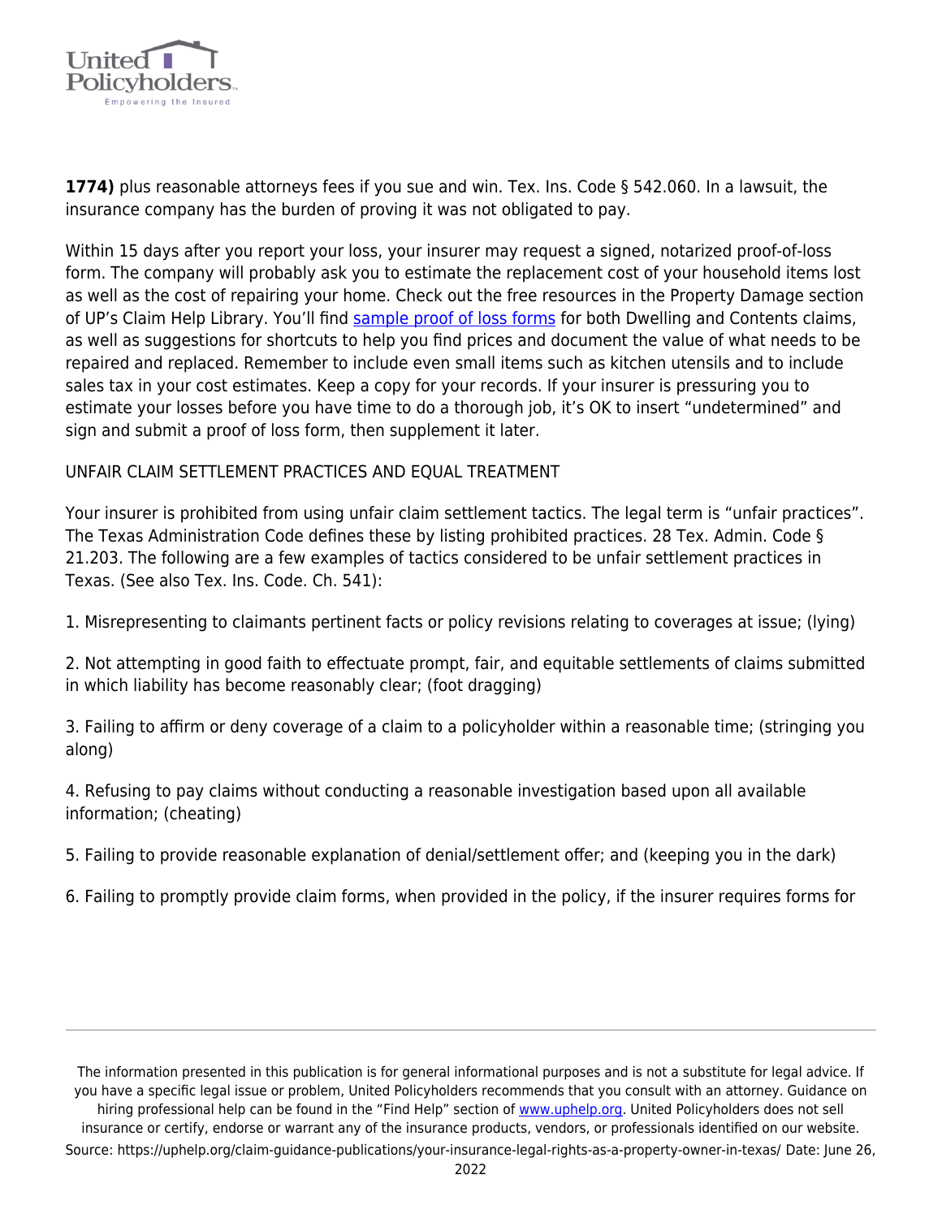**1774)** plus reasonable attorneys fees if you sue and win. Tex. Ins. Code § 542.060. In a lawsuit, the insurance company has the burden of proving it was not obligated to pay.

Within 15 days after you report your loss, your insurer may request a signed, notarized proof-of-loss form. The company will probably ask you to estimate the replacement cost of your household items lost as well as the cost of repairing your home. Check out the free resources in the Property Damage section of UP's Claim Help Library. You'll find sample proof of loss forms for both Dwelling and Contents claims, as well as suggestions for shortcuts to help you find prices and document the value of what needs to be repaired and replaced. Remember to include even small items such as kitchen utensils and to include sales tax in your cost estimates. Keep a copy for your records. If your insurer is pressuring you to estimate your losses before you have time to do a thorough job, it's OK to insert "undetermined" and sign and submit a proof of loss form, then supplement it later.

UNFAIR CLAIM SETTLEMENT PRACTICES AND EQUAL TREATMENT

Your insurer is prohibited from using unfair claim settlement tactics. The legal term is "unfair practices". The Texas Administration Code defines these by listing prohibited practices. 28 Tex. Admin. Code § 21.203. The following are a few examples of tactics considered to be unfair settlement practices in Texas. (See also Tex. Ins. Code. Ch. 541):

1. Misrepresenting to claimants pertinent facts or policy revisions relating to coverages at issue; (lying)

2. Not attempting in good faith to effectuate prompt, fair, and equitable settlements of claims submitted in which liability has become reasonably clear; (foot dragging)

3. Failing to affirm or deny coverage of a claim to a policyholder within a reasonable time; (stringing you along)

4. Refusing to pay claims without conducting a reasonable investigation based upon all available information; (cheating)

5. Failing to provide reasonable explanation of denial/settlement offer; and (keeping you in the dark)

6. Failing to promptly provide claim forms, when provided in the policy, if the insurer requires forms for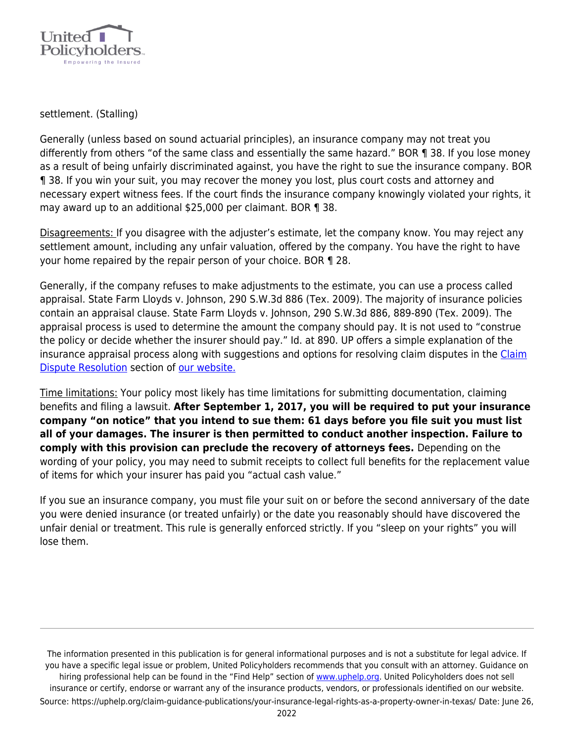settlement. (Stalling)

Generally (unless based on sound actuarial principles), an insurance company may not treat you differently from others "of the same class and essentially the same hazard." BOR ¶ 38. If you lose money as a result of being unfairly discriminated against, you have the right to sue the insurance company. BOR ¶ 38. If you win your suit, you may recover the money you lost, plus court costs and attorney and necessary expert witness fees. If the court finds the insurance company knowingly violated your rights, it may award up to an additional $25,000 per claimant. BOR ¶ 38.

Disagreements: If you disagree with the adjuster's estimate, let the company know. You may reject any settlement amount, including any unfair valuation, offered by the company. You have the right to have your home repaired by the repair person of your choice. BOR ¶ 28.

Generally, if the company refuses to make adjustments to the estimate, you can use a process called appraisal. State Farm Lloyds v. Johnson, 290 S.W.3d 886 (Tex. 2009). The majority of insurance policies contain an appraisal clause. State Farm Lloyds v. Johnson, 290 S.W.3d 886, 889-890 (Tex. 2009). The appraisal process is used to determine the amount the company should pay. It is not used to "construe the policy or decide whether the insurer should pay." Id. at 890. UP offers a simple explanation of the insurance appraisal process along with suggestions and options for resolving claim disputes in the [Claim Dispute Resolution](#) section of [our website.](#)

Time limitations: Your policy most likely has time limitations for submitting documentation, claiming benefits and filing a lawsuit. **After September 1, 2017, you will be required to put your insurance company "on notice" that you intend to sue them: 61 days before you file suit you must list all of your damages. The insurer is then permitted to conduct another inspection. Failure to comply with this provision can preclude the recovery of attorneys fees.** Depending on the wording of your policy, you may need to submit receipts to collect full benefits for the replacement value of items for which your insurer has paid you "actual cash value."

If you sue an insurance company, you must file your suit on or before the second anniversary of the date you were denied insurance (or treated unfairly) or the date you reasonably should have discovered the unfair denial or treatment. This rule is generally enforced strictly. If you "sleep on your rights" you will lose them.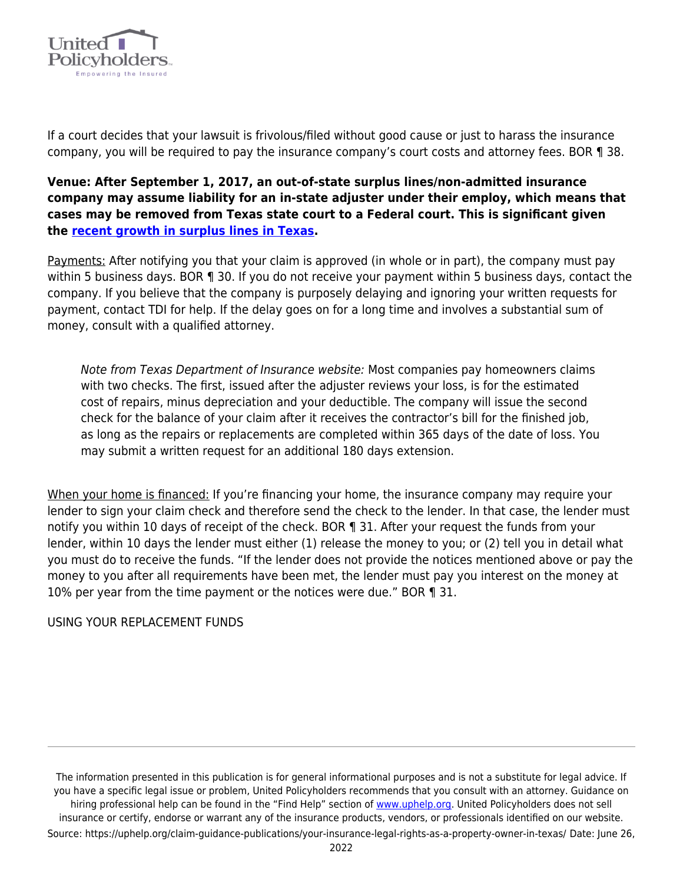If a court decides that your lawsuit is frivolous/filed without good cause or just to harass the insurance company, you will be required to pay the insurance company's court costs and attorney fees. BOR ¶ 38.

**Venue: After September 1, 2017, an out-of-state surplus lines/non-admitted insurance company may assume liability for an in-state adjuster under their employ, which means that cases may be removed from Texas state court to a Federal court. This is significant given the recent growth in surplus lines in Texas.**

Payments: After notifying you that your claim is approved (in whole or in part), the company must pay within 5 business days. BOR ¶ 30. If you do not receive your payment within 5 business days, contact the company. If you believe that the company is purposely delaying and ignoring your written requests for payment, contact TDI for help. If the delay goes on for a long time and involves a substantial sum of money, consult with a qualified attorney.

> *Note from Texas Department of Insurance website:* Most companies pay homeowners claims with two checks. The first, issued after the adjuster reviews your loss, is for the estimated cost of repairs, minus depreciation and your deductible. The company will issue the second check for the balance of your claim after it receives the contractor's bill for the finished job, as long as the repairs or replacements are completed within 365 days of the date of loss. You may submit a written request for an additional 180 days extension.

When your home is financed: If you're financing your home, the insurance company may require your lender to sign your claim check and therefore send the check to the lender. In that case, the lender must notify you within 10 days of receipt of the check. BOR ¶ 31. After your request the funds from your lender, within 10 days the lender must either (1) release the money to you; or (2) tell you in detail what you must do to receive the funds. "If the lender does not provide the notices mentioned above or pay the money to you after all requirements have been met, the lender must pay you interest on the money at 10% per year from the time payment or the notices were due." BOR ¶ 31.

USING YOUR REPLACEMENT FUNDS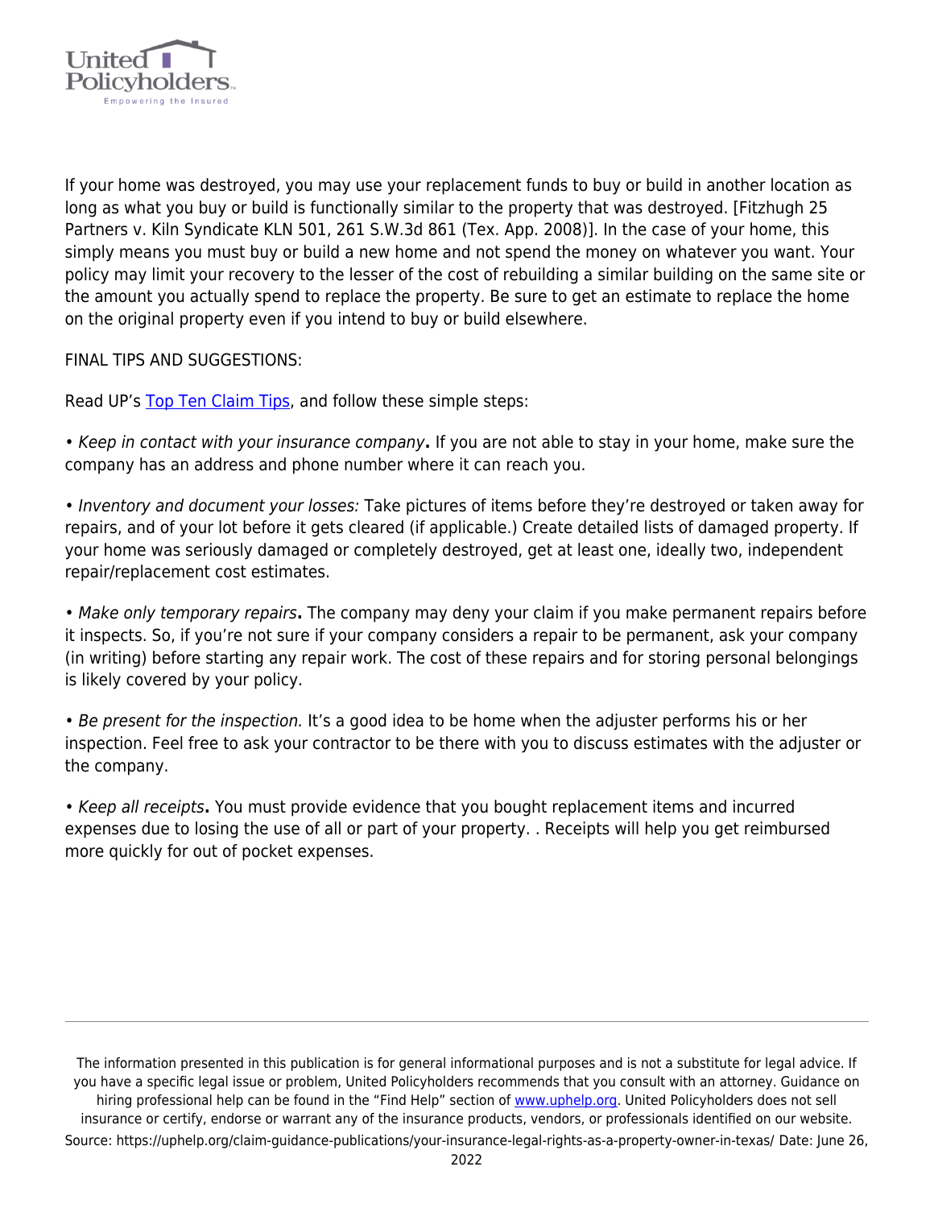If your home was destroyed, you may use your replacement funds to buy or build in another location as long as what you buy or build is functionally similar to the property that was destroyed. [Fitzhugh 25 Partners v. Kiln Syndicate KLN 501, 261 S.W.3d 861 (Tex. App. 2008)]. In the case of your home, this simply means you must buy or build a new home and not spend the money on whatever you want. Your policy may limit your recovery to the lesser of the cost of rebuilding a similar building on the same site or the amount you actually spend to replace the property. Be sure to get an estimate to replace the home on the original property even if you intend to buy or build elsewhere.

FINAL TIPS AND SUGGESTIONS:

Read UP's Top Ten Claim Tips, and follow these simple steps:

• *Keep in contact with your insurance company*. If you are not able to stay in your home, make sure the company has an address and phone number where it can reach you.

• *Inventory and document your losses:* Take pictures of items before they're destroyed or taken away for repairs, and of your lot before it gets cleared (if applicable.) Create detailed lists of damaged property. If your home was seriously damaged or completely destroyed, get at least one, ideally two, independent repair/replacement cost estimates.

• *Make only temporary repairs*. The company may deny your claim if you make permanent repairs before it inspects. So, if you're not sure if your company considers a repair to be permanent, ask your company (in writing) before starting any repair work. The cost of these repairs and for storing personal belongings is likely covered by your policy.

• *Be present for the inspection.* It's a good idea to be home when the adjuster performs his or her inspection. Feel free to ask your contractor to be there with you to discuss estimates with the adjuster or the company.

• *Keep all receipts*. You must provide evidence that you bought replacement items and incurred expenses due to losing the use of all or part of your property. . Receipts will help you get reimbursed more quickly for out of pocket expenses.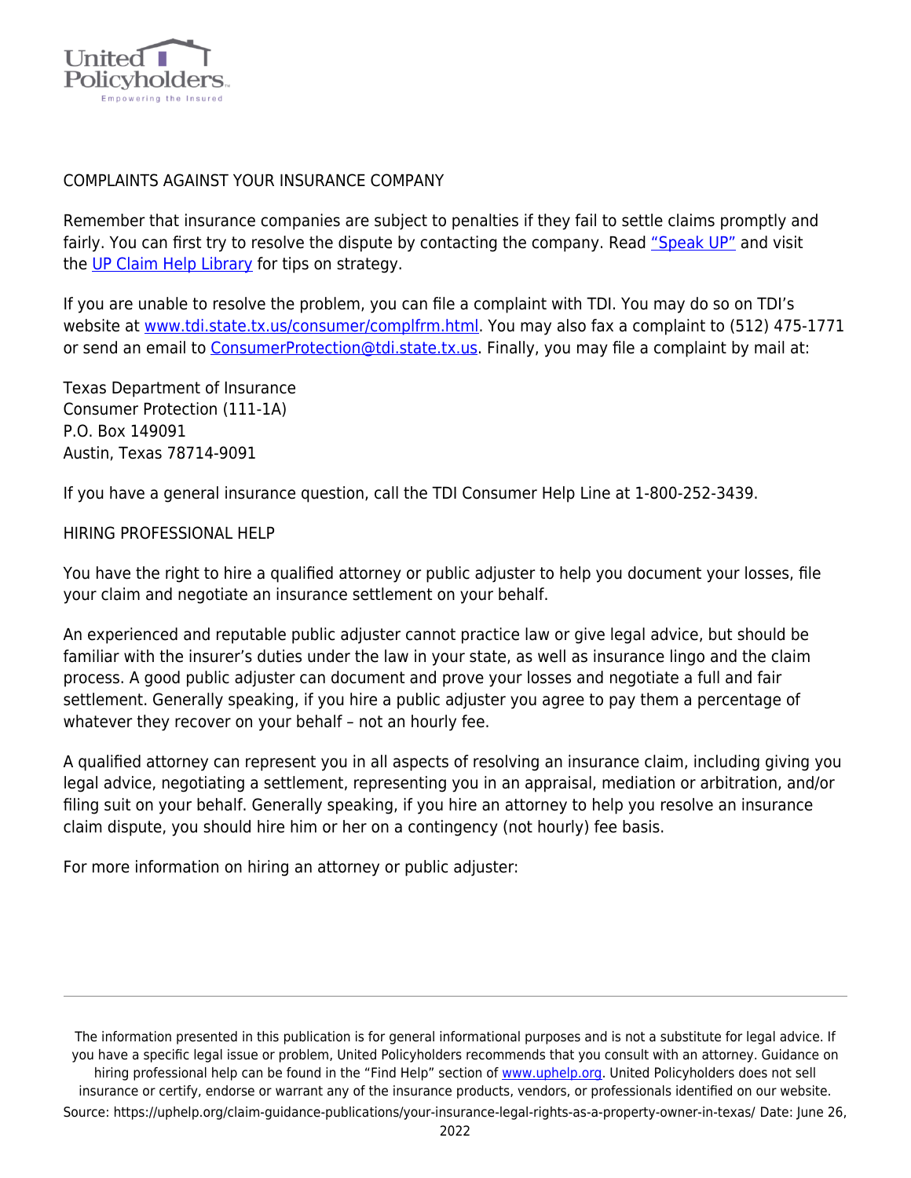## COMPLAINTS AGAINST YOUR INSURANCE COMPANY

Remember that insurance companies are subject to penalties if they fail to settle claims promptly and fairly. You can first try to resolve the dispute by contacting the company. Read "Speak UP" and visit the UP Claim Help Library for tips on strategy.

If you are unable to resolve the problem, you can file a complaint with TDI. You may do so on TDI's website at www.tdi.state.tx.us/consumer/complfrm.html. You may also fax a complaint to (512) 475-1771 or send an email to ConsumerProtection@tdi.state.tx.us. Finally, you may file a complaint by mail at:

Texas Department of Insurance
Consumer Protection (111-1A)
P.O. Box 149091
Austin, Texas 78714-9091

If you have a general insurance question, call the TDI Consumer Help Line at 1-800-252-3439.

## HIRING PROFESSIONAL HELP

You have the right to hire a qualified attorney or public adjuster to help you document your losses, file your claim and negotiate an insurance settlement on your behalf.

An experienced and reputable public adjuster cannot practice law or give legal advice, but should be familiar with the insurer's duties under the law in your state, as well as insurance lingo and the claim process. A good public adjuster can document and prove your losses and negotiate a full and fair settlement. Generally speaking, if you hire a public adjuster you agree to pay them a percentage of whatever they recover on your behalf – not an hourly fee.

A qualified attorney can represent you in all aspects of resolving an insurance claim, including giving you legal advice, negotiating a settlement, representing you in an appraisal, mediation or arbitration, and/or filing suit on your behalf. Generally speaking, if you hire an attorney to help you resolve an insurance claim dispute, you should hire him or her on a contingency (not hourly) fee basis.

For more information on hiring an attorney or public adjuster:

---

The information presented in this publication is for general informational purposes and is not a substitute for legal advice. If you have a specific legal issue or problem, United Policyholders recommends that you consult with an attorney. Guidance on hiring professional help can be found in the "Find Help" section of www.uphelp.org. United Policyholders does not sell insurance or certify, endorse or warrant any of the insurance products, vendors, or professionals identified on our website.

Source: https://uphelp.org/claim-guidance-publications/your-insurance-legal-rights-as-a-property-owner-in-texas/ Date: June 26, 2022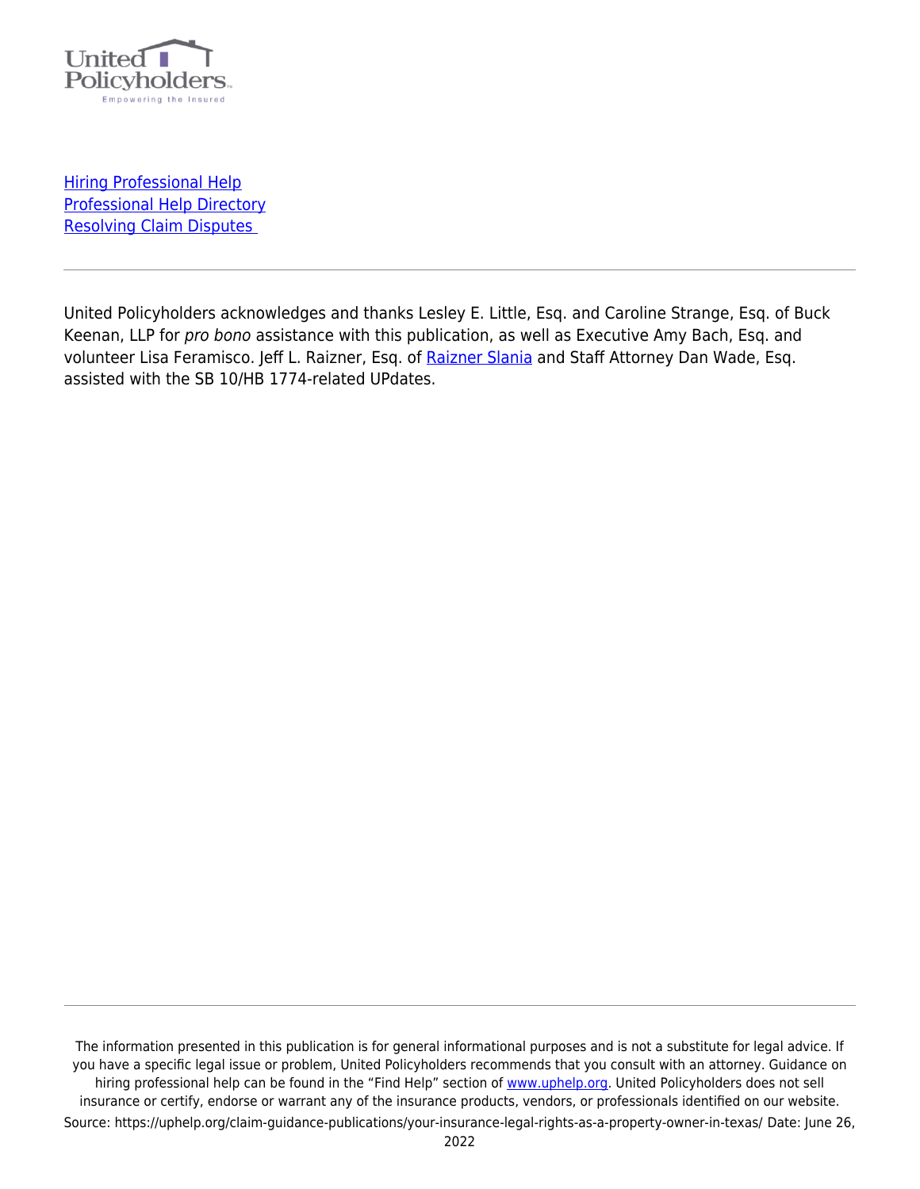[Hiring Professional Help](#)
[Professional Help Directory](#)
[Resolving Claim Disputes](#)

---

United Policyholders acknowledges and thanks Lesley E. Little, Esq. and Caroline Strange, Esq. of Buck Keenan, LLP for *pro bono* assistance with this publication, as well as Executive Amy Bach, Esq. and volunteer Lisa Feramisco. Jeff L. Raizner, Esq. of [Raizner Slania](#) and Staff Attorney Dan Wade, Esq. assisted with the SB 10/HB 1774-related UPdates.

---

The information presented in this publication is for general informational purposes and is not a substitute for legal advice. If you have a specific legal issue or problem, United Policyholders recommends that you consult with an attorney. Guidance on hiring professional help can be found in the "Find Help" section of [www.uphelp.org](http://www.uphelp.org). United Policyholders does not sell insurance or certify, endorse or warrant any of the insurance products, vendors, or professionals identified on our website.

Source: https://uphelp.org/claim-guidance-publications/your-insurance-legal-rights-as-a-property-owner-in-texas/ Date: June 26, 2022